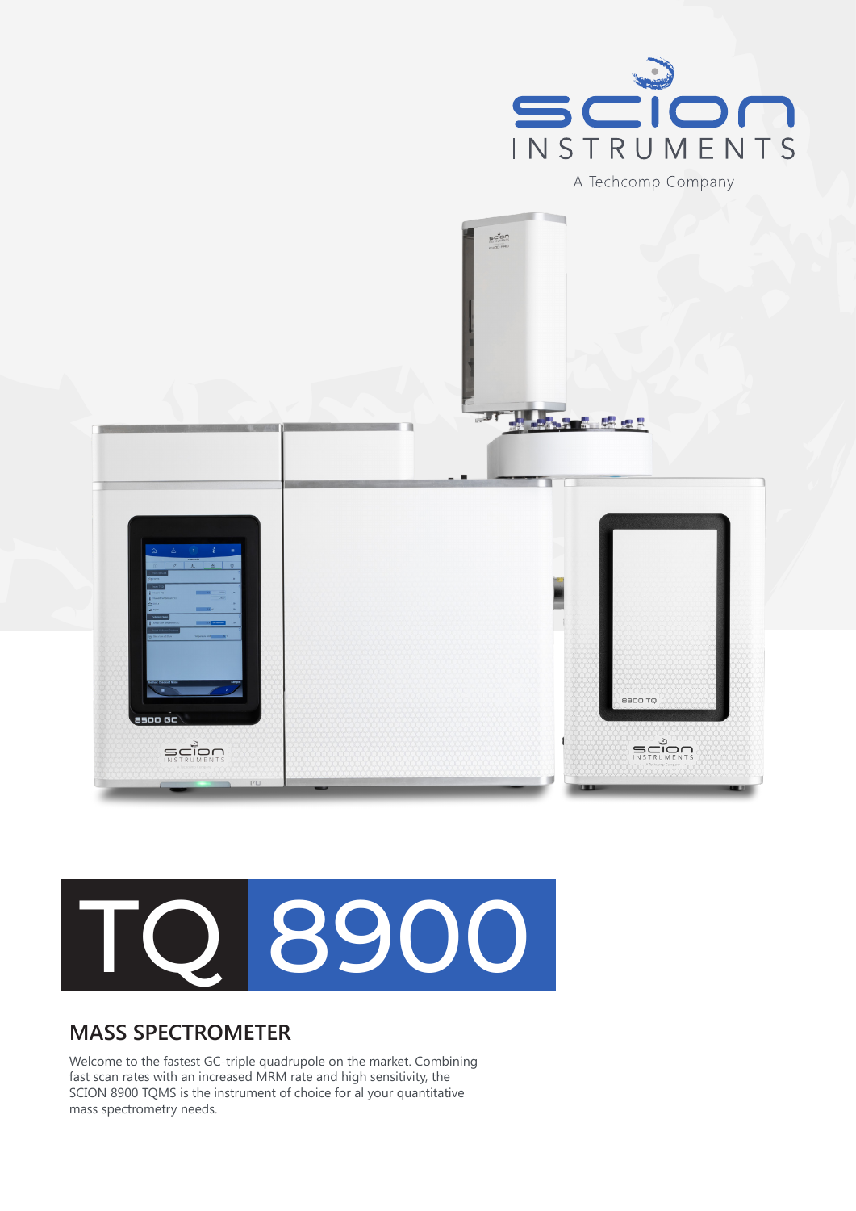SCION INSTRUMENTS

A Techcomp Company

# TQ 8900

## MASS SPECTROMETER

Welcome to the fastest GC-triple quadrupole on the market. Combining fast scan rates with an increased MRM rate and high sensitivity, the SCION 8900 TQMS is the instrument of choice for al your quantitative mass spectrometry needs.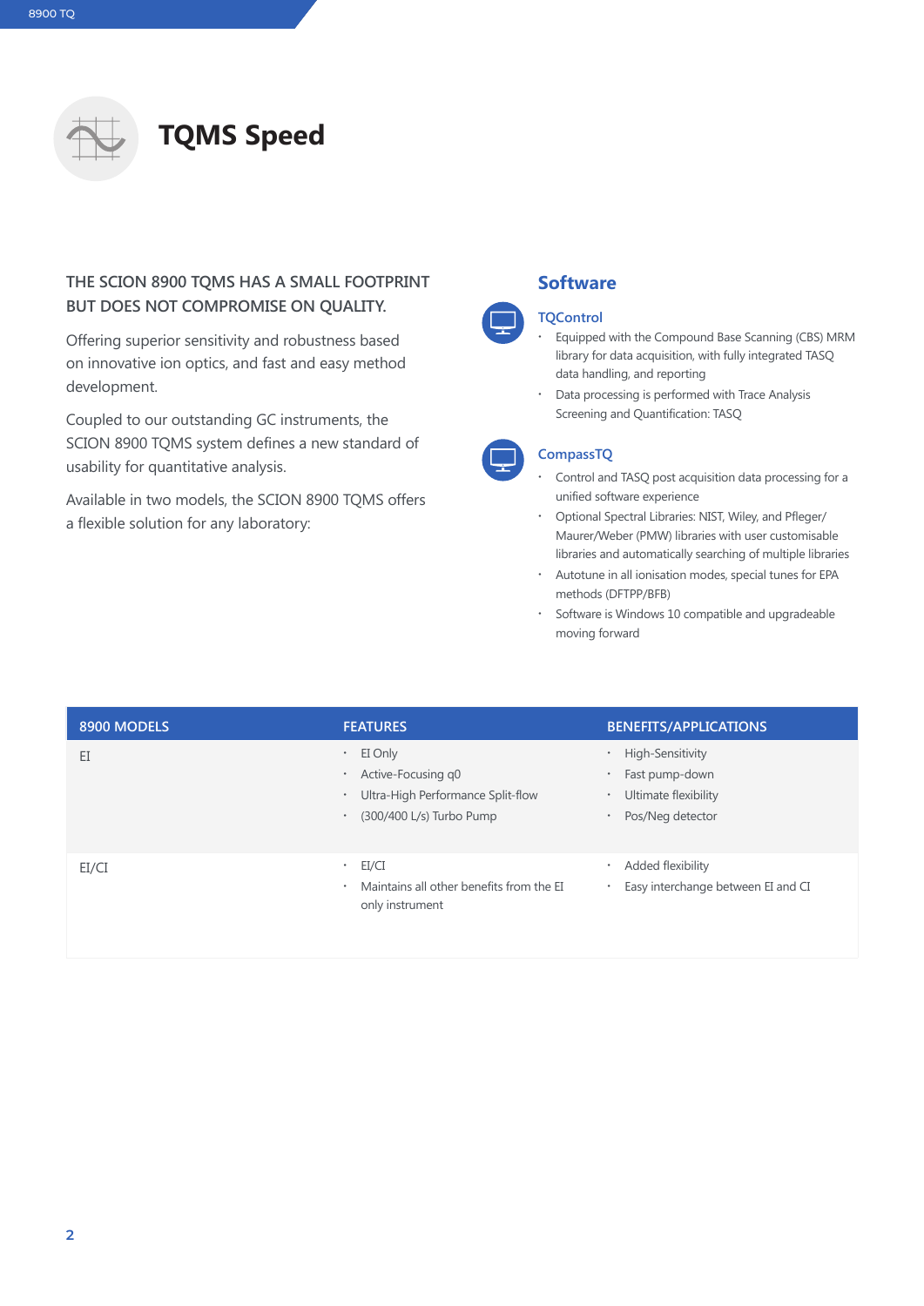# TQMS Speed

**THE SCION 8900 TQMS HAS A SMALL FOOTPRINT BUT DOES NOT COMPROMISE ON QUALITY.**

Offering superior sensitivity and robustness based on innovative ion optics, and fast and easy method development.

Coupled to our outstanding GC instruments, the SCION 8900 TQMS system defines a new standard of usability for quantitative analysis.

Available in two models, the SCION 8900 TQMS offers a flexible solution for any laboratory:

## Software

### TQControl

- Equipped with the Compound Base Scanning (CBS) MRM library for data acquisition, with fully integrated TASQ data handling, and reporting
- Data processing is performed with Trace Analysis Screening and Quantification: TASQ

### CompassTQ

- Control and TASQ post acquisition data processing for a unified software experience
- Optional Spectral Libraries: NIST, Wiley, and Pfleger/Maurer/Weber (PMW) libraries with user customisable libraries and automatically searching of multiple libraries
- Autotune in all ionisation modes, special tunes for EPA methods (DFTPP/BFB)
- Software is Windows 10 compatible and upgradeable moving forward

| 8900 MODELS | FEATURES | BENEFITS/APPLICATIONS |
|---|---|---|
| EI | • EI Only<br>• Active-Focusing q0<br>• Ultra-High Performance Split-flow<br>• (300/400 L/s) Turbo Pump | • High-Sensitivity<br>• Fast pump-down<br>• Ultimate flexibility<br>• Pos/Neg detector |
| EI/CI | • EI/CI<br>• Maintains all other benefits from the EI only instrument | • Added flexibility<br>• Easy interchange between EI and CI |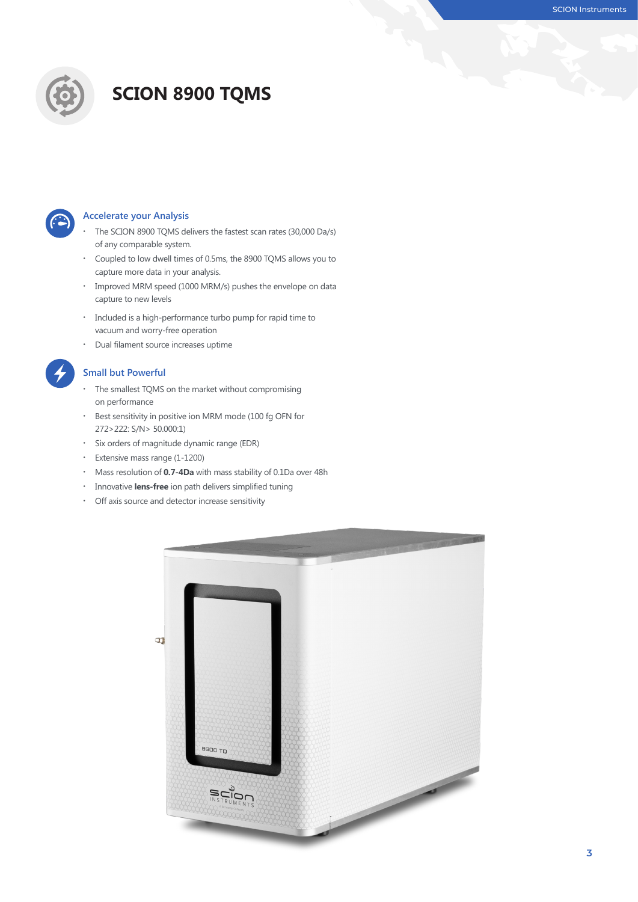# SCION 8900 TQMS

## Accelerate your Analysis

- The SCION 8900 TQMS delivers the fastest scan rates (30,000 Da/s) of any comparable system.
- Coupled to low dwell times of 0.5ms, the 8900 TQMS allows you to capture more data in your analysis.
- Improved MRM speed (1000 MRM/s) pushes the envelope on data capture to new levels
- Included is a high-performance turbo pump for rapid time to vacuum and worry-free operation
- Dual filament source increases uptime

## Small but Powerful

- The smallest TQMS on the market without compromising on performance
- Best sensitivity in positive ion MRM mode (100 fg OFN for 272>222: S/N> 50.000:1)
- Six orders of magnitude dynamic range (EDR)
- Extensive mass range (1-1200)
- Mass resolution of **0.7-4Da** with mass stability of 0.1Da over 48h
- Innovative **lens-free** ion path delivers simplified tuning
- Off axis source and detector increase sensitivity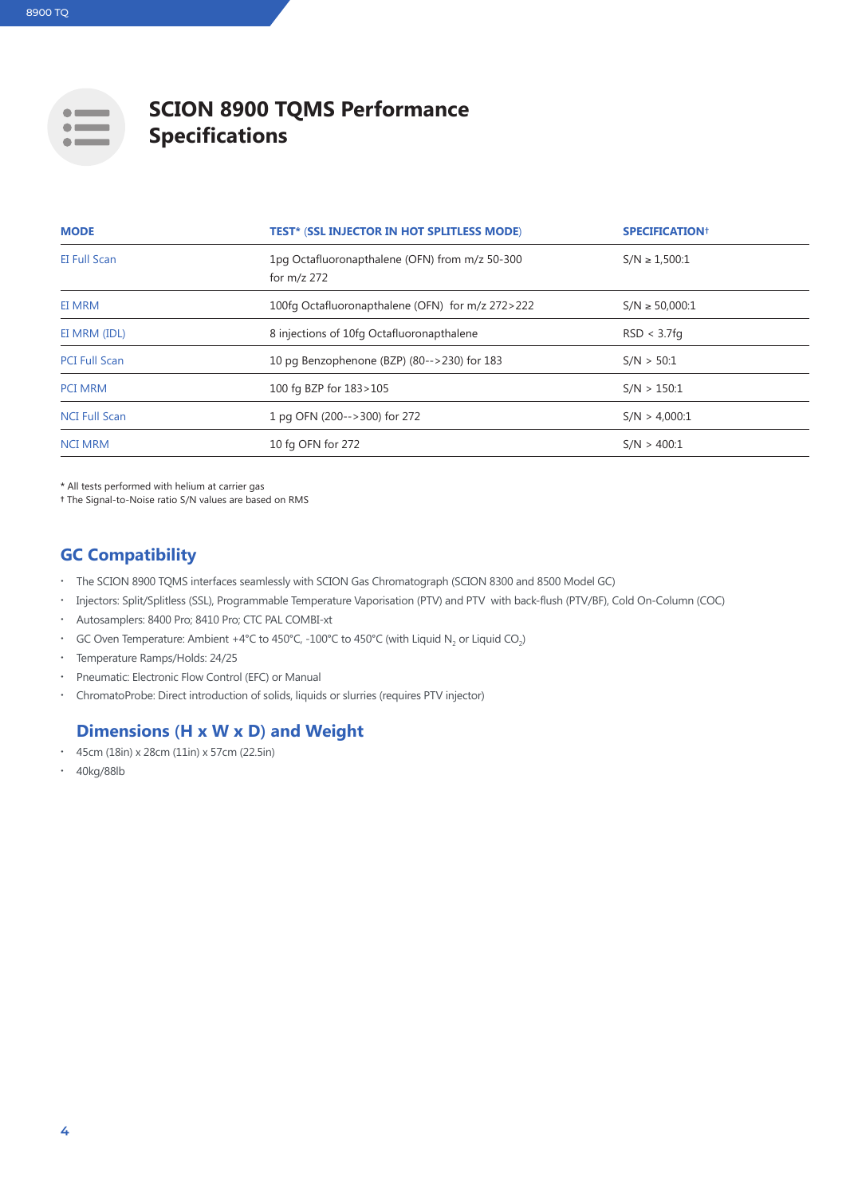# SCION 8900 TQMS Performance Specifications

| MODE | TEST* (SSL INJECTOR IN HOT SPLITLESS MODE) | SPECIFICATION† |
|---|---|---|
| EI Full Scan | 1pg Octafluoronapthalene (OFN) from m/z 50-300 for m/z 272 | S/N ≥ 1,500:1 |
| EI MRM | 100fg Octafluoronapthalene (OFN) for m/z 272>222 | S/N ≥ 50,000:1 |
| EI MRM (IDL) | 8 injections of 10fg Octafluoronapthalene | RSD < 3.7fg |
| PCI Full Scan | 10 pg Benzophenone (BZP) (80-->230) for 183 | S/N > 50:1 |
| PCI MRM | 100 fg BZP for 183>105 | S/N > 150:1 |
| NCI Full Scan | 1 pg OFN (200-->300) for 272 | S/N > 4,000:1 |
| NCI MRM | 10 fg OFN for 272 | S/N > 400:1 |

* All tests performed with helium at carrier gas
† The Signal-to-Noise ratio S/N values are based on RMS

## GC Compatibility

- The SCION 8900 TQMS interfaces seamlessly with SCION Gas Chromatograph (SCION 8300 and 8500 Model GC)
- Injectors: Split/Splitless (SSL), Programmable Temperature Vaporisation (PTV) and PTV with back-flush (PTV/BF), Cold On-Column (COC)
- Autosamplers: 8400 Pro; 8410 Pro; CTC PAL COMBI-xt
- GC Oven Temperature: Ambient +4°C to 450°C, -100°C to 450°C (with Liquid $N_2$ or Liquid $CO_2$)
- Temperature Ramps/Holds: 24/25
- Pneumatic: Electronic Flow Control (EFC) or Manual
- ChromatoProbe: Direct introduction of solids, liquids or slurries (requires PTV injector)

## Dimensions (H x W x D) and Weight

- 45cm (18in) x 28cm (11in) x 57cm (22.5in)
- 40kg/88lb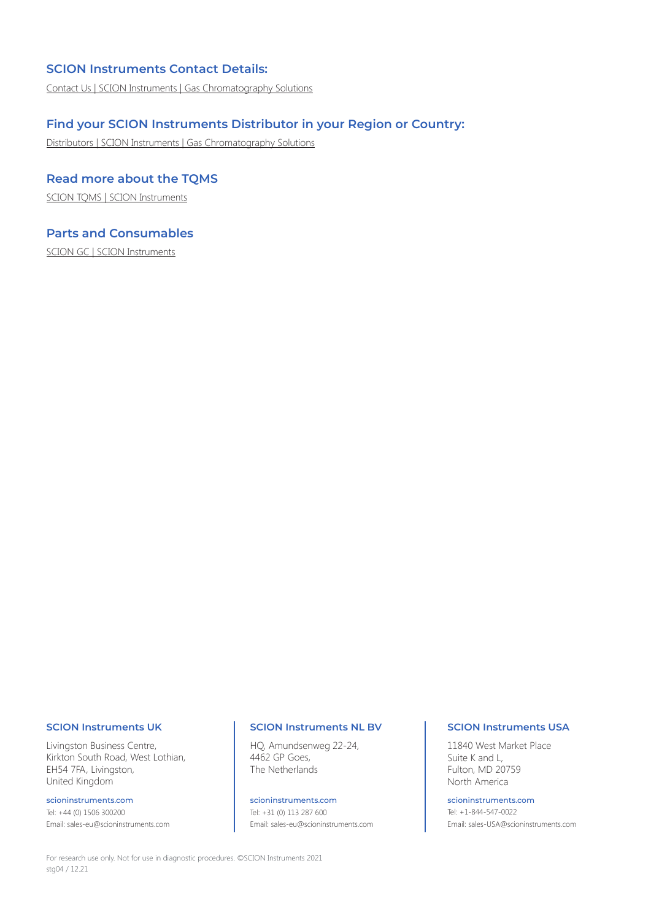## SCION Instruments Contact Details:

Contact Us | SCION Instruments | Gas Chromatography Solutions

## Find your SCION Instruments Distributor in your Region or Country:

Distributors | SCION Instruments | Gas Chromatography Solutions

## Read more about the TQMS

SCION TQMS | SCION Instruments

## Parts and Consumables

SCION GC | SCION Instruments

### SCION Instruments UK

Livingston Business Centre,
Kirkton South Road, West Lothian,
EH54 7FA, Livingston,
United Kingdom

scioninstruments.com
Tel: +44 (0) 1506 300200
Email: sales-eu@scioninstruments.com

### SCION Instruments NL BV

HQ, Amundsenweg 22-24,
4462 GP Goes,
The Netherlands

scioninstruments.com
Tel: +31 (0) 113 287 600
Email: sales-eu@scioninstruments.com

### SCION Instruments USA

11840 West Market Place
Suite K and L,
Fulton, MD 20759
North America

scioninstruments.com
Tel: +1-844-547-0022
Email: sales-USA@scioninstruments.com

For research use only. Not for use in diagnostic procedures. ©SCION Instruments 2021
stg04 / 12.21